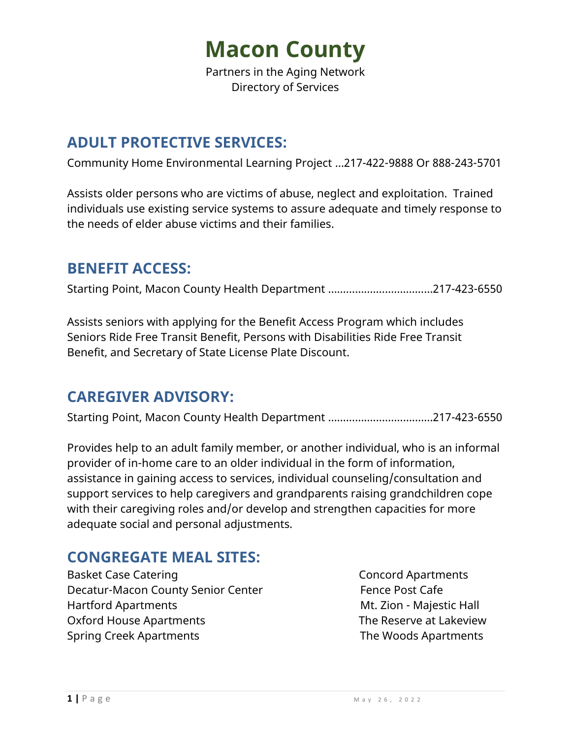# Macon County

Partners in the Aging Network
Directory of Services

## ADULT PROTECTIVE SERVICES:

Community Home Environmental Learning Project …217-422-9888 Or 888-243-5701

Assists older persons who are victims of abuse, neglect and exploitation. Trained individuals use existing service systems to assure adequate and timely response to the needs of elder abuse victims and their families.

## BENEFIT ACCESS:

Starting Point, Macon County Health Department ……………………………….217-423-6550

Assists seniors with applying for the Benefit Access Program which includes Seniors Ride Free Transit Benefit, Persons with Disabilities Ride Free Transit Benefit, and Secretary of State License Plate Discount.

## CAREGIVER ADVISORY:

Starting Point, Macon County Health Department ……………………………….217-423-6550

Provides help to an adult family member, or another individual, who is an informal provider of in-home care to an older individual in the form of information, assistance in gaining access to services, individual counseling/consultation and support services to help caregivers and grandparents raising grandchildren cope with their caregiving roles and/or develop and strengthen capacities for more adequate social and personal adjustments.

## CONGREGATE MEAL SITES:

Basket Case Catering
Decatur-Macon County Senior Center
Hartford Apartments
Oxford House Apartments
Spring Creek Apartments
Concord Apartments
Fence Post Cafe
Mt. Zion - Majestic Hall
The Reserve at Lakeview
The Woods Apartments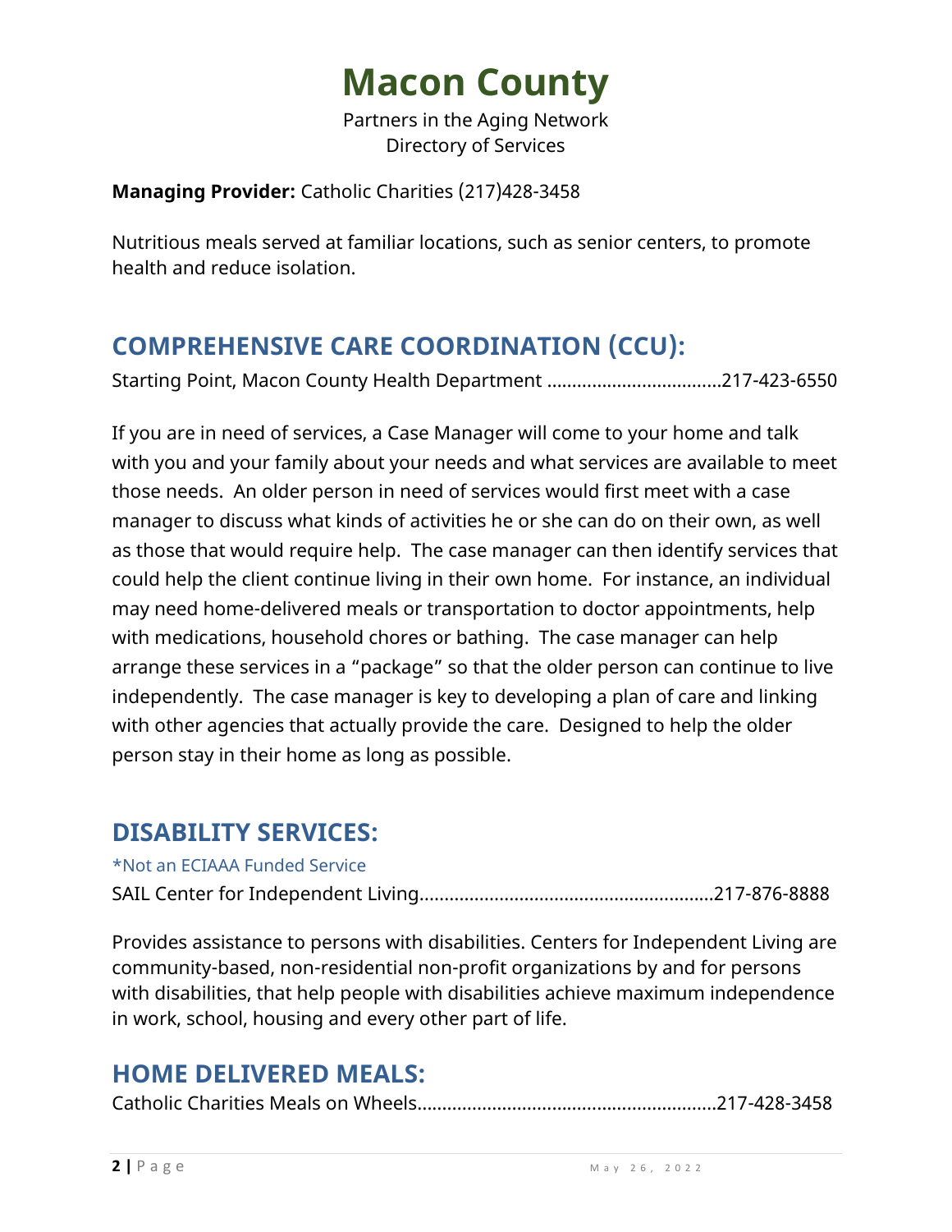# Macon County

Partners in the Aging Network
Directory of Services

**Managing Provider:** Catholic Charities (217)428-3458

Nutritious meals served at familiar locations, such as senior centers, to promote health and reduce isolation.

## COMPREHENSIVE CARE COORDINATION (CCU):

Starting Point, Macon County Health Department ...................................217-423-6550

If you are in need of services, a Case Manager will come to your home and talk with you and your family about your needs and what services are available to meet those needs. An older person in need of services would first meet with a case manager to discuss what kinds of activities he or she can do on their own, as well as those that would require help. The case manager can then identify services that could help the client continue living in their own home. For instance, an individual may need home-delivered meals or transportation to doctor appointments, help with medications, household chores or bathing. The case manager can help arrange these services in a "package" so that the older person can continue to live independently. The case manager is key to developing a plan of care and linking with other agencies that actually provide the care. Designed to help the older person stay in their home as long as possible.

## DISABILITY SERVICES:

*Not an ECIAAA Funded Service

SAIL Center for Independent Living..........................................................217-876-8888

Provides assistance to persons with disabilities. Centers for Independent Living are community-based, non-residential non-profit organizations by and for persons with disabilities, that help people with disabilities achieve maximum independence in work, school, housing and every other part of life.

## HOME DELIVERED MEALS:

Catholic Charities Meals on Wheels...........................................................217-428-3458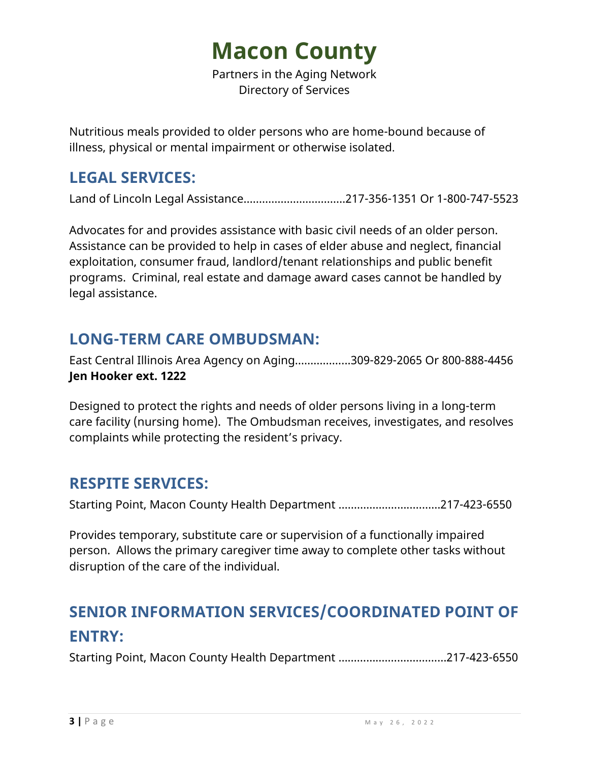# Macon County

Partners in the Aging Network
Directory of Services

Nutritious meals provided to older persons who are home-bound because of illness, physical or mental impairment or otherwise isolated.

## LEGAL SERVICES:

Land of Lincoln Legal Assistance................................217-356-1351 Or 1-800-747-5523

Advocates for and provides assistance with basic civil needs of an older person. Assistance can be provided to help in cases of elder abuse and neglect, financial exploitation, consumer fraud, landlord/tenant relationships and public benefit programs. Criminal, real estate and damage award cases cannot be handled by legal assistance.

## LONG-TERM CARE OMBUDSMAN:

East Central Illinois Area Agency on Aging.................309-829-2065 Or 800-888-4456
**Jen Hooker ext. 1222**

Designed to protect the rights and needs of older persons living in a long-term care facility (nursing home). The Ombudsman receives, investigates, and resolves complaints while protecting the resident's privacy.

## RESPITE SERVICES:

Starting Point, Macon County Health Department ................................217-423-6550

Provides temporary, substitute care or supervision of a functionally impaired person. Allows the primary caregiver time away to complete other tasks without disruption of the care of the individual.

## SENIOR INFORMATION SERVICES/COORDINATED POINT OF ENTRY:

Starting Point, Macon County Health Department ..................................217-423-6550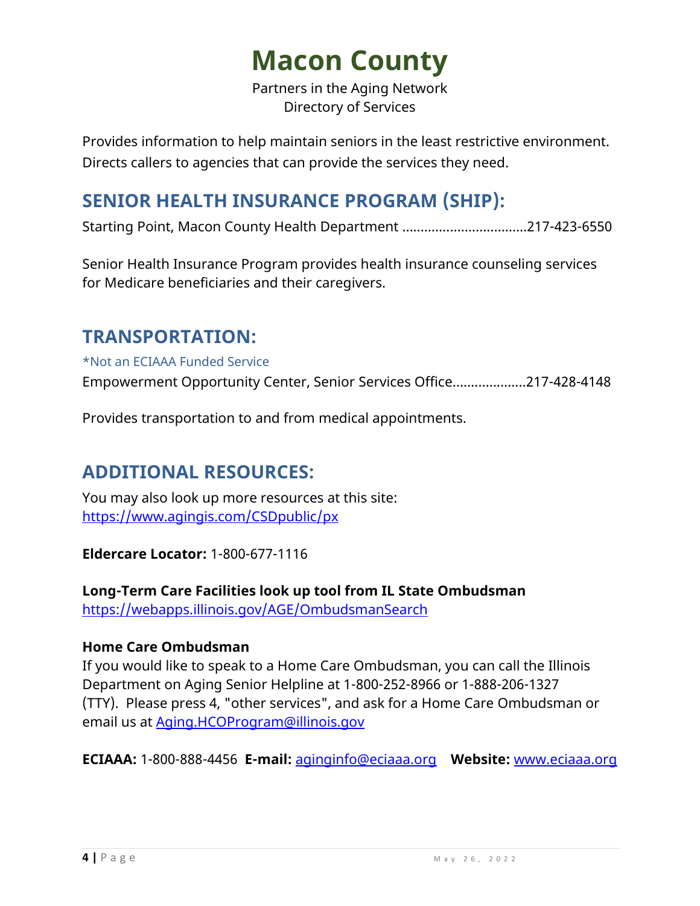# Macon County

Partners in the Aging Network
Directory of Services

Provides information to help maintain seniors in the least restrictive environment. Directs callers to agencies that can provide the services they need.

## SENIOR HEALTH INSURANCE PROGRAM (SHIP):

Starting Point, Macon County Health Department ..................................217-423-6550

Senior Health Insurance Program provides health insurance counseling services for Medicare beneficiaries and their caregivers.

## TRANSPORTATION:

*Not an ECIAAA Funded Service

Empowerment Opportunity Center, Senior Services Office....................217-428-4148

Provides transportation to and from medical appointments.

## ADDITIONAL RESOURCES:

You may also look up more resources at this site:
https://www.agingis.com/CSDpublic/px

**Eldercare Locator:** 1-800-677-1116

**Long-Term Care Facilities look up tool from IL State Ombudsman**
https://webapps.illinois.gov/AGE/OmbudsmanSearch

**Home Care Ombudsman**
If you would like to speak to a Home Care Ombudsman, you can call the Illinois Department on Aging Senior Helpline at 1-800-252-8966 or 1-888-206-1327 (TTY). Please press 4, "other services", and ask for a Home Care Ombudsman or email us at Aging.HCOProgram@illinois.gov

**ECIAAA:** 1-800-888-4456 **E-mail:** aginginfo@eciaaa.org **Website:** www.eciaaa.org